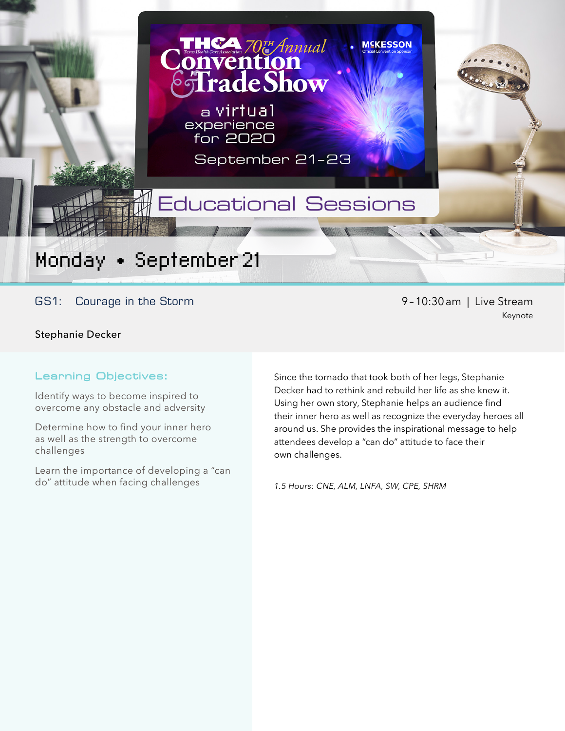# THCA Texas Health Care Association 70th Annual Convention & Trade Show

a virtual experience for 2020

September 21–23

McKESSON Official Convention Sponsor

## Educational Sessions

## Monday • September 21

### GS1: Courage in the Storm

9–10:30 am | Live Stream

Keynote

Stephanie Decker

**Learning Objectives:**

Identify ways to become inspired to overcome any obstacle and adversity

Determine how to find your inner hero as well as the strength to overcome challenges

Learn the importance of developing a "can do" attitude when facing challenges

Since the tornado that took both of her legs, Stephanie Decker had to rethink and rebuild her life as she knew it. Using her own story, Stephanie helps an audience find their inner hero as well as recognize the everyday heroes all around us. She provides the inspirational message to help attendees develop a "can do" attitude to face their own challenges.

*1.5 Hours: CNE, ALM, LNFA, SW, CPE, SHRM*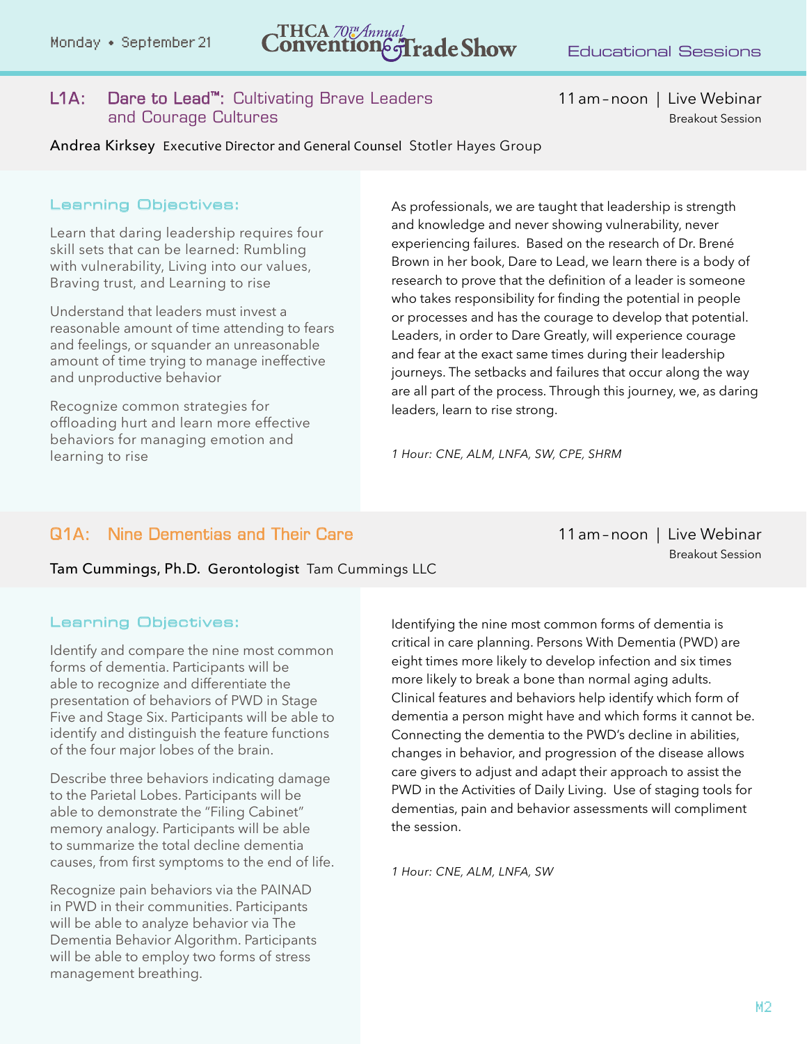## L1A: Dare to Lead™: Cultivating Brave Leaders and Courage Cultures

11 am – noon | Live Webinar
Breakout Session

**Andrea Kirksey** Executive Director and General Counsel Stotler Hayes Group

### Learning Objectives:

Learn that daring leadership requires four skill sets that can be learned: Rumbling with vulnerability, Living into our values, Braving trust, and Learning to rise

Understand that leaders must invest a reasonable amount of time attending to fears and feelings, or squander an unreasonable amount of time trying to manage ineffective and unproductive behavior

Recognize common strategies for offloading hurt and learn more effective behaviors for managing emotion and learning to rise

As professionals, we are taught that leadership is strength and knowledge and never showing vulnerability, never experiencing failures. Based on the research of Dr. Brené Brown in her book, Dare to Lead, we learn there is a body of research to prove that the definition of a leader is someone who takes responsibility for finding the potential in people or processes and has the courage to develop that potential. Leaders, in order to Dare Greatly, will experience courage and fear at the exact same times during their leadership journeys. The setbacks and failures that occur along the way are all part of the process. Through this journey, we, as daring leaders, learn to rise strong.

*1 Hour: CNE, ALM, LNFA, SW, CPE, SHRM*

## Q1A: Nine Dementias and Their Care

11 am – noon | Live Webinar
Breakout Session

**Tam Cummings, Ph.D.** Gerontologist Tam Cummings LLC

### Learning Objectives:

Identify and compare the nine most common forms of dementia. Participants will be able to recognize and differentiate the presentation of behaviors of PWD in Stage Five and Stage Six. Participants will be able to identify and distinguish the feature functions of the four major lobes of the brain.

Describe three behaviors indicating damage to the Parietal Lobes. Participants will be able to demonstrate the "Filing Cabinet" memory analogy. Participants will be able to summarize the total decline dementia causes, from first symptoms to the end of life.

Recognize pain behaviors via the PAINAD in PWD in their communities. Participants will be able to analyze behavior via The Dementia Behavior Algorithm. Participants will be able to employ two forms of stress management breathing.

Identifying the nine most common forms of dementia is critical in care planning. Persons With Dementia (PWD) are eight times more likely to develop infection and six times more likely to break a bone than normal aging adults. Clinical features and behaviors help identify which form of dementia a person might have and which forms it cannot be. Connecting the dementia to the PWD's decline in abilities, changes in behavior, and progression of the disease allows care givers to adjust and adapt their approach to assist the PWD in the Activities of Daily Living. Use of staging tools for dementias, pain and behavior assessments will compliment the session.

*1 Hour: CNE, ALM, LNFA, SW*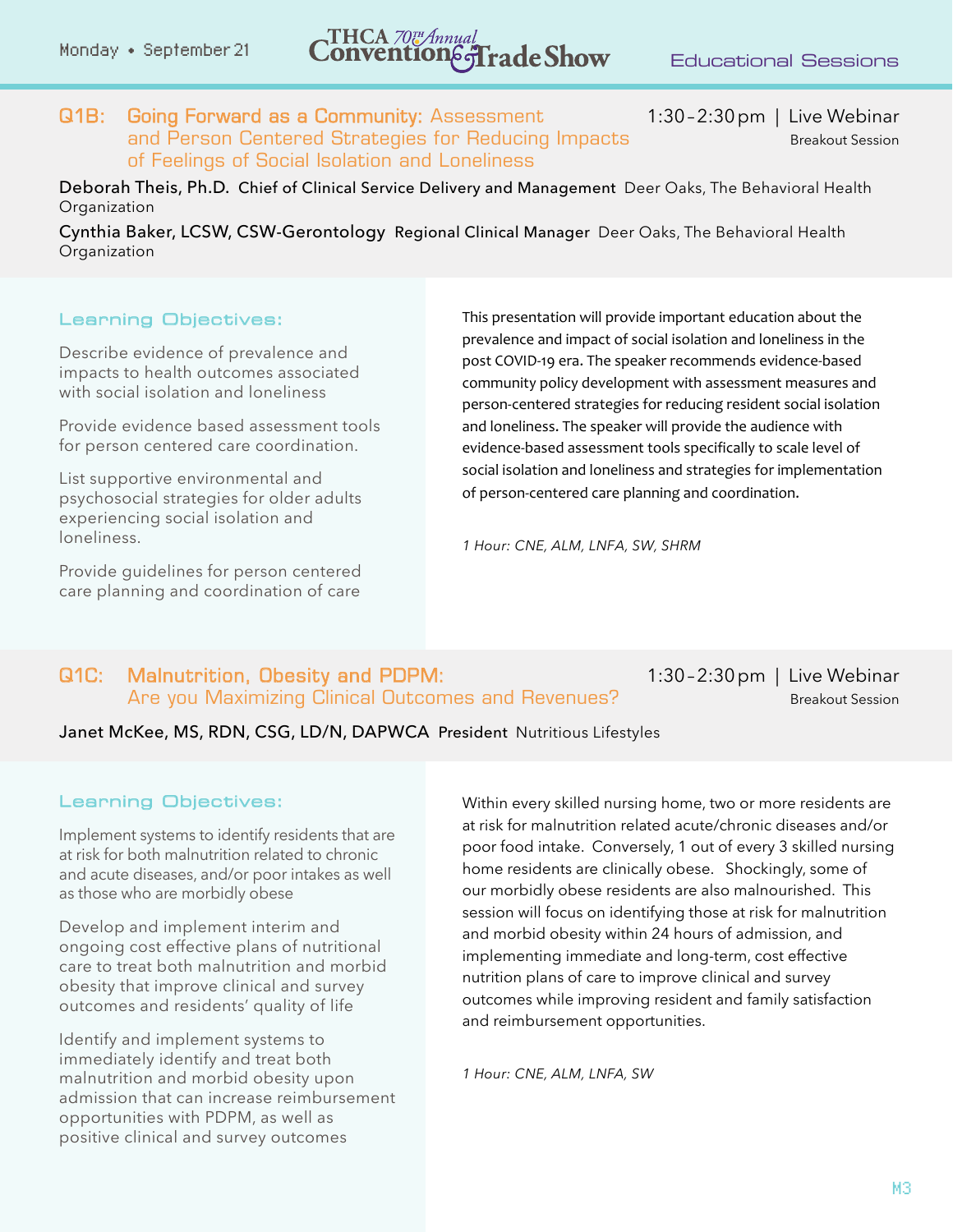## Q1B: Going Forward as a Community: Assessment and Person Centered Strategies for Reducing Impacts of Feelings of Social Isolation and Loneliness

1:30–2:30 pm | Live Webinar
Breakout Session

**Deborah Theis, Ph.D.** **Chief of Clinical Service Delivery and Management** Deer Oaks, The Behavioral Health Organization

**Cynthia Baker, LCSW, CSW-Gerontology** **Regional Clinical Manager** Deer Oaks, The Behavioral Health Organization

### Learning Objectives:

Describe evidence of prevalence and impacts to health outcomes associated with social isolation and loneliness

Provide evidence based assessment tools for person centered care coordination.

List supportive environmental and psychosocial strategies for older adults experiencing social isolation and loneliness.

Provide guidelines for person centered care planning and coordination of care

This presentation will provide important education about the prevalence and impact of social isolation and loneliness in the post COVID-19 era. The speaker recommends evidence-based community policy development with assessment measures and person-centered strategies for reducing resident social isolation and loneliness. The speaker will provide the audience with evidence-based assessment tools specifically to scale level of social isolation and loneliness and strategies for implementation of person-centered care planning and coordination.

*1 Hour: CNE, ALM, LNFA, SW, SHRM*

## Q1C: Malnutrition, Obesity and PDPM: Are you Maximizing Clinical Outcomes and Revenues?

1:30–2:30 pm | Live Webinar
Breakout Session

**Janet McKee, MS, RDN, CSG, LD/N, DAPWCA** **President** Nutritious Lifestyles

### Learning Objectives:

Implement systems to identify residents that are at risk for both malnutrition related to chronic and acute diseases, and/or poor intakes as well as those who are morbidly obese

Develop and implement interim and ongoing cost effective plans of nutritional care to treat both malnutrition and morbid obesity that improve clinical and survey outcomes and residents' quality of life

Identify and implement systems to immediately identify and treat both malnutrition and morbid obesity upon admission that can increase reimbursement opportunities with PDPM, as well as positive clinical and survey outcomes

Within every skilled nursing home, two or more residents are at risk for malnutrition related acute/chronic diseases and/or poor food intake. Conversely, 1 out of every 3 skilled nursing home residents are clinically obese. Shockingly, some of our morbidly obese residents are also malnourished. This session will focus on identifying those at risk for malnutrition and morbid obesity within 24 hours of admission, and implementing immediate and long-term, cost effective nutrition plans of care to improve clinical and survey outcomes while improving resident and family satisfaction and reimbursement opportunities.

*1 Hour: CNE, ALM, LNFA, SW*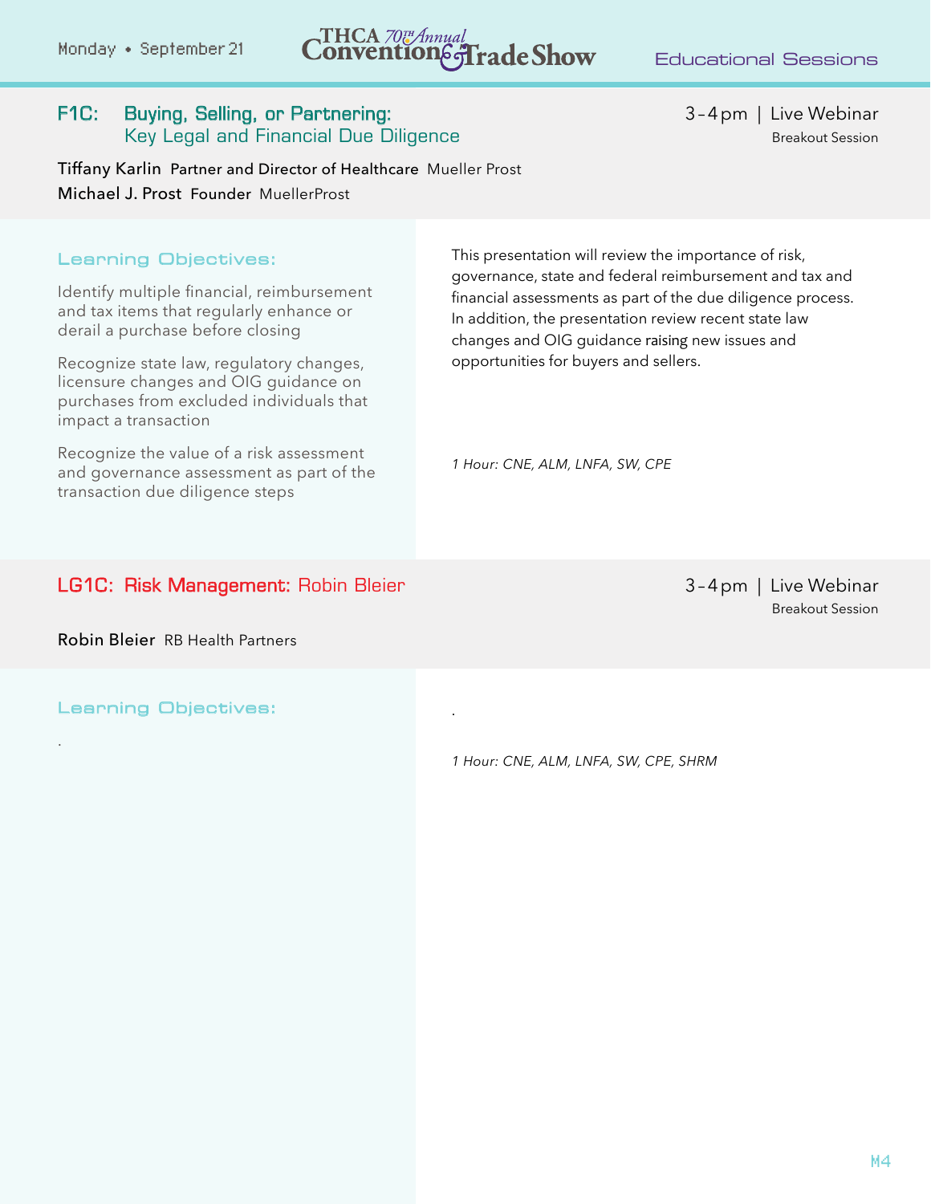## F1C: Buying, Selling, or Partnering: Key Legal and Financial Due Diligence

3–4 pm | Live Webinar
Breakout Session

**Tiffany Karlin** Partner and Director of Healthcare Mueller Prost
**Michael J. Prost** Founder MuellerProst

### Learning Objectives:

Identify multiple financial, reimbursement and tax items that regularly enhance or derail a purchase before closing

Recognize state law, regulatory changes, licensure changes and OIG guidance on purchases from excluded individuals that impact a transaction

Recognize the value of a risk assessment and governance assessment as part of the transaction due diligence steps

This presentation will review the importance of risk, governance, state and federal reimbursement and tax and financial assessments as part of the due diligence process. In addition, the presentation review recent state law changes and OIG guidance raising new issues and opportunities for buyers and sellers.

*1 Hour: CNE, ALM, LNFA, SW, CPE*

## LG1C: Risk Management: Robin Bleier

3–4 pm | Live Webinar
Breakout Session

**Robin Bleier** RB Health Partners

### Learning Objectives:

.

.

*1 Hour: CNE, ALM, LNFA, SW, CPE, SHRM*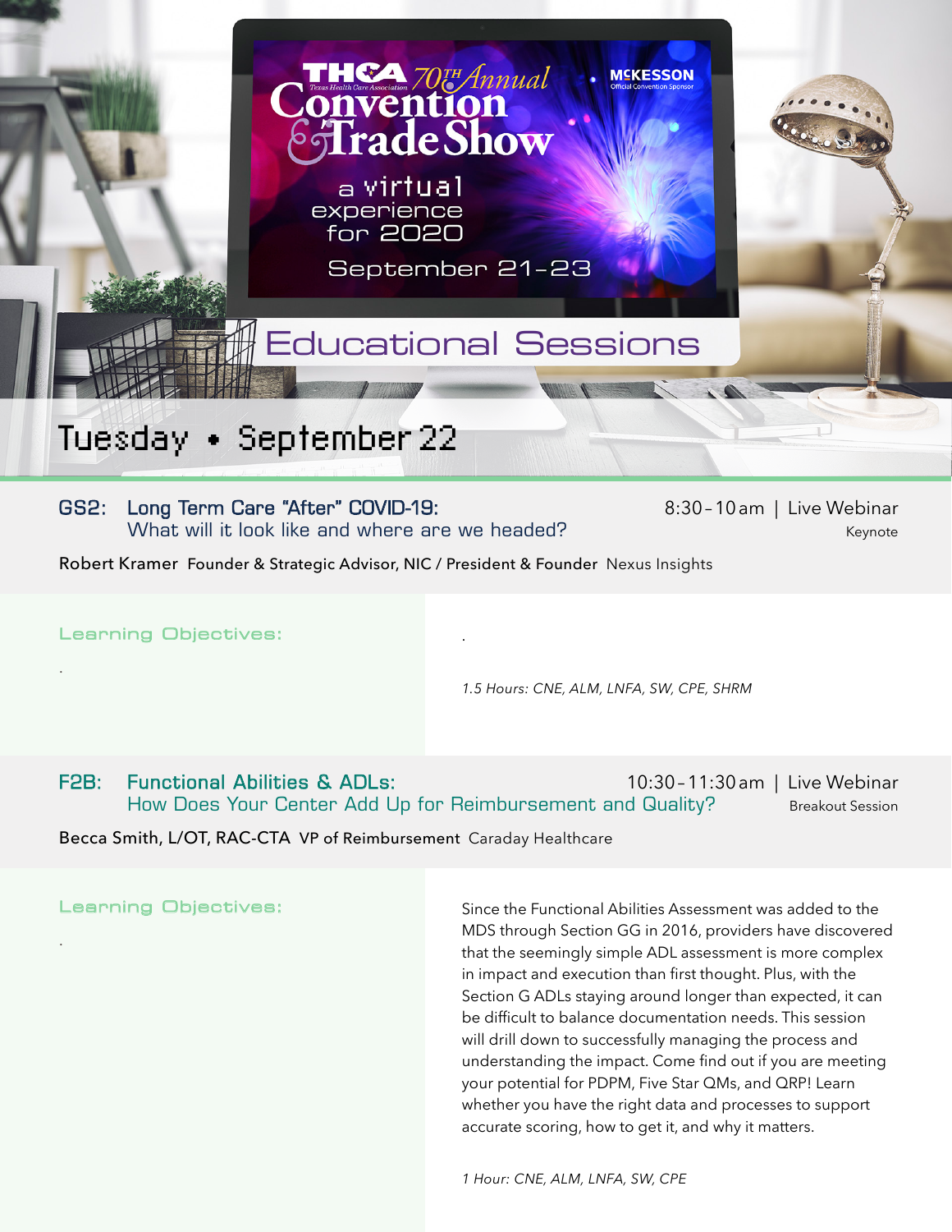# THCA 70th Annual Convention & Trade Show

Texas Health Care Association

McKESSON Official Convention Sponsor

a virtual experience for 2020

September 21–23

## Educational Sessions

## Tuesday • September 22

### GS2: Long Term Care "After" COVID-19: What will it look like and where are we headed?

8:30–10 am | Live Webinar

Keynote

Robert Kramer Founder & Strategic Advisor, NIC / President & Founder Nexus Insights

**Learning Objectives:**

.

.

*1.5 Hours: CNE, ALM, LNFA, SW, CPE, SHRM*

### F2B: Functional Abilities & ADLs: How Does Your Center Add Up for Reimbursement and Quality?

10:30–11:30 am | Live Webinar

Breakout Session

Becca Smith, L/OT, RAC-CTA VP of Reimbursement Caraday Healthcare

**Learning Objectives:**

.

Since the Functional Abilities Assessment was added to the MDS through Section GG in 2016, providers have discovered that the seemingly simple ADL assessment is more complex in impact and execution than first thought. Plus, with the Section G ADLs staying around longer than expected, it can be difficult to balance documentation needs. This session will drill down to successfully managing the process and understanding the impact. Come find out if you are meeting your potential for PDPM, Five Star QMs, and QRP! Learn whether you have the right data and processes to support accurate scoring, how to get it, and why it matters.

*1 Hour: CNE, ALM, LNFA, SW, CPE*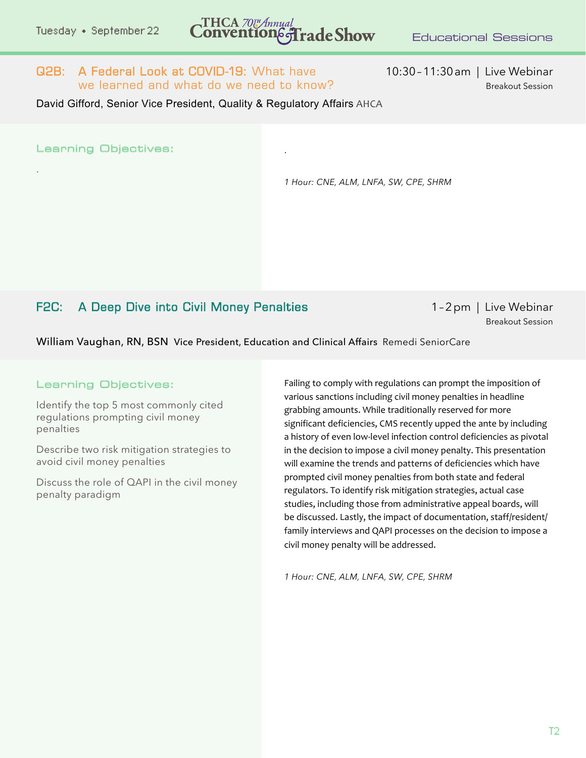## Q2B: A Federal Look at COVID-19: What have we learned and what do we need to know?

10:30 – 11:30 am | Live Webinar

Breakout Session

David Gifford, Senior Vice President, Quality & Regulatory Affairs AHCA

### Learning Objectives:

.

.

*1 Hour: CNE, ALM, LNFA, SW, CPE, SHRM*

## F2C: A Deep Dive into Civil Money Penalties

1 – 2 pm | Live Webinar

Breakout Session

William Vaughan, RN, BSN Vice President, Education and Clinical Affairs Remedi SeniorCare

### Learning Objectives:

Identify the top 5 most commonly cited regulations prompting civil money penalties

Describe two risk mitigation strategies to avoid civil money penalties

Discuss the role of QAPI in the civil money penalty paradigm

Failing to comply with regulations can prompt the imposition of various sanctions including civil money penalties in headline grabbing amounts. While traditionally reserved for more significant deficiencies, CMS recently upped the ante by including a history of even low-level infection control deficiencies as pivotal in the decision to impose a civil money penalty. This presentation will examine the trends and patterns of deficiencies which have prompted civil money penalties from both state and federal regulators. To identify risk mitigation strategies, actual case studies, including those from administrative appeal boards, will be discussed. Lastly, the impact of documentation, staff/resident/family interviews and QAPI processes on the decision to impose a civil money penalty will be addressed.

*1 Hour: CNE, ALM, LNFA, SW, CPE, SHRM*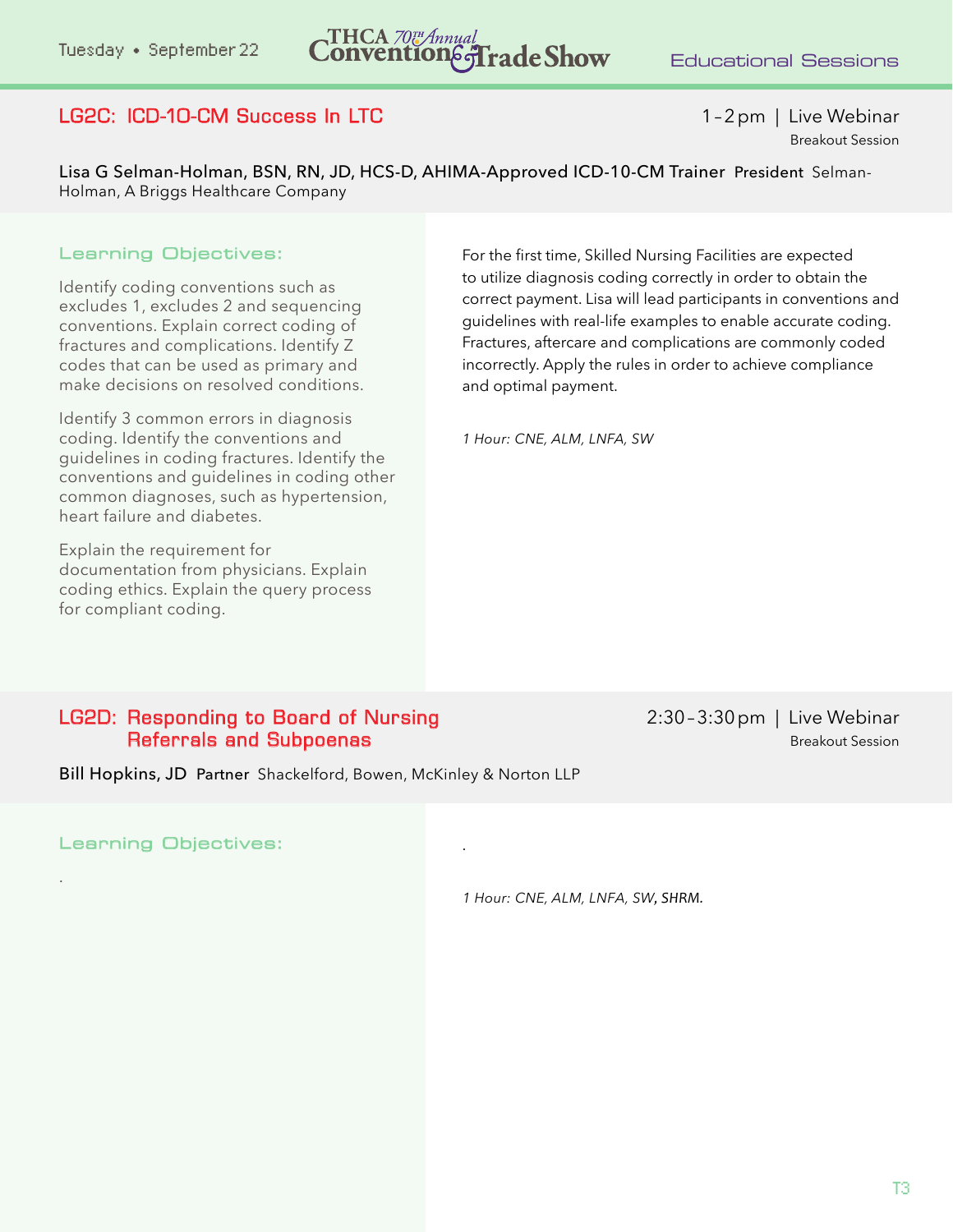## LG2C: ICD-10-CM Success In LTC

1 – 2 pm | Live Webinar
Breakout Session

**Lisa G Selman-Holman, BSN, RN, JD, HCS-D, AHIMA-Approved ICD-10-CM Trainer** **President** Selman-Holman, A Briggs Healthcare Company

### Learning Objectives:

Identify coding conventions such as excludes 1, excludes 2 and sequencing conventions. Explain correct coding of fractures and complications. Identify Z codes that can be used as primary and make decisions on resolved conditions.

Identify 3 common errors in diagnosis coding. Identify the conventions and guidelines in coding fractures. Identify the conventions and guidelines in coding other common diagnoses, such as hypertension, heart failure and diabetes.

Explain the requirement for documentation from physicians. Explain coding ethics. Explain the query process for compliant coding.

For the first time, Skilled Nursing Facilities are expected to utilize diagnosis coding correctly in order to obtain the correct payment. Lisa will lead participants in conventions and guidelines with real-life examples to enable accurate coding. Fractures, aftercare and complications are commonly coded incorrectly. Apply the rules in order to achieve compliance and optimal payment.

*1 Hour: CNE, ALM, LNFA, SW*

## LG2D: Responding to Board of Nursing Referrals and Subpoenas

2:30 – 3:30 pm | Live Webinar
Breakout Session

**Bill Hopkins, JD** **Partner** Shackelford, Bowen, McKinley & Norton LLP

### Learning Objectives:

.

.

*1 Hour: CNE, ALM, LNFA, SW, SHRM.*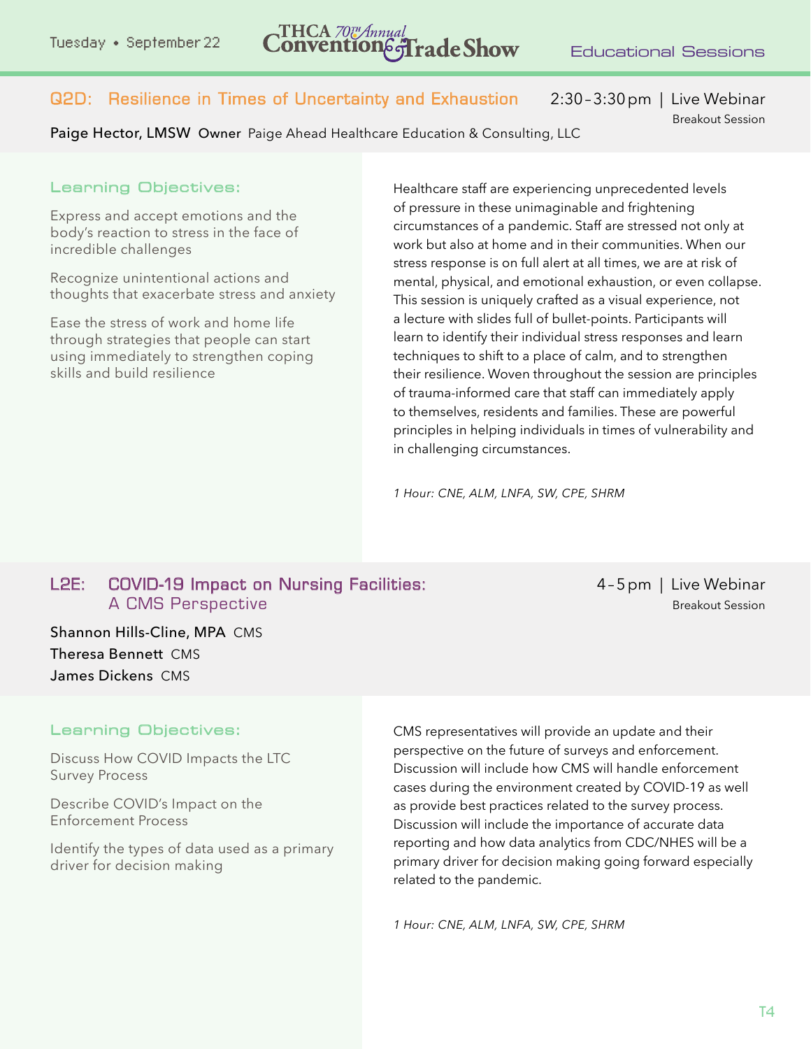## Q2D: Resilience in Times of Uncertainty and Exhaustion

2:30–3:30 pm | Live Webinar
Breakout Session

**Paige Hector, LMSW** Owner Paige Ahead Healthcare Education & Consulting, LLC

### Learning Objectives:

Express and accept emotions and the body's reaction to stress in the face of incredible challenges

Recognize unintentional actions and thoughts that exacerbate stress and anxiety

Ease the stress of work and home life through strategies that people can start using immediately to strengthen coping skills and build resilience

Healthcare staff are experiencing unprecedented levels of pressure in these unimaginable and frightening circumstances of a pandemic. Staff are stressed not only at work but also at home and in their communities. When our stress response is on full alert at all times, we are at risk of mental, physical, and emotional exhaustion, or even collapse. This session is uniquely crafted as a visual experience, not a lecture with slides full of bullet-points. Participants will learn to identify their individual stress responses and learn techniques to shift to a place of calm, and to strengthen their resilience. Woven throughout the session are principles of trauma-informed care that staff can immediately apply to themselves, residents and families. These are powerful principles in helping individuals in times of vulnerability and in challenging circumstances.

*1 Hour: CNE, ALM, LNFA, SW, CPE, SHRM*

## L2E: COVID-19 Impact on Nursing Facilities: A CMS Perspective

4–5 pm | Live Webinar
Breakout Session

**Shannon Hills-Cline, MPA** CMS
**Theresa Bennett** CMS
**James Dickens** CMS

### Learning Objectives:

Discuss How COVID Impacts the LTC Survey Process

Describe COVID's Impact on the Enforcement Process

Identify the types of data used as a primary driver for decision making

CMS representatives will provide an update and their perspective on the future of surveys and enforcement. Discussion will include how CMS will handle enforcement cases during the environment created by COVID-19 as well as provide best practices related to the survey process. Discussion will include the importance of accurate data reporting and how data analytics from CDC/NHES will be a primary driver for decision making going forward especially related to the pandemic.

*1 Hour: CNE, ALM, LNFA, SW, CPE, SHRM*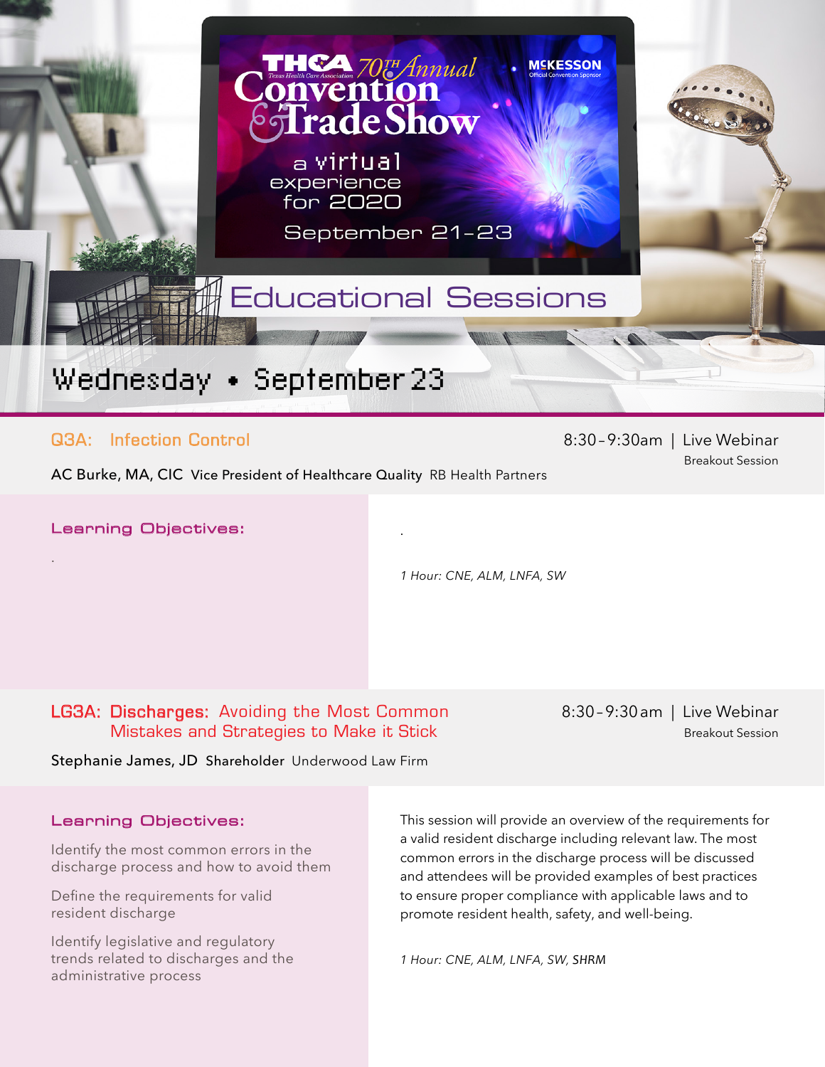THCA Texas Health Care Association 70th Annual Convention & Trade Show

a virtual experience for 2020

September 21–23

McKESSON Official Convention Sponsor

# Educational Sessions

## Wednesday • September 23

### Q3A: Infection Control

8:30–9:30am | Live Webinar

Breakout Session

AC Burke, MA, CIC **Vice President of Healthcare Quality** RB Health Partners

**Learning Objectives:**

.

.

*1 Hour: CNE, ALM, LNFA, SW*

### LG3A: Discharges: Avoiding the Most Common Mistakes and Strategies to Make it Stick

8:30–9:30am | Live Webinar

Breakout Session

Stephanie James, JD **Shareholder** Underwood Law Firm

**Learning Objectives:**

Identify the most common errors in the discharge process and how to avoid them

Define the requirements for valid resident discharge

Identify legislative and regulatory trends related to discharges and the administrative process

This session will provide an overview of the requirements for a valid resident discharge including relevant law. The most common errors in the discharge process will be discussed and attendees will be provided examples of best practices to ensure proper compliance with applicable laws and to promote resident health, safety, and well-being.

*1 Hour: CNE, ALM, LNFA, SW, SHRM*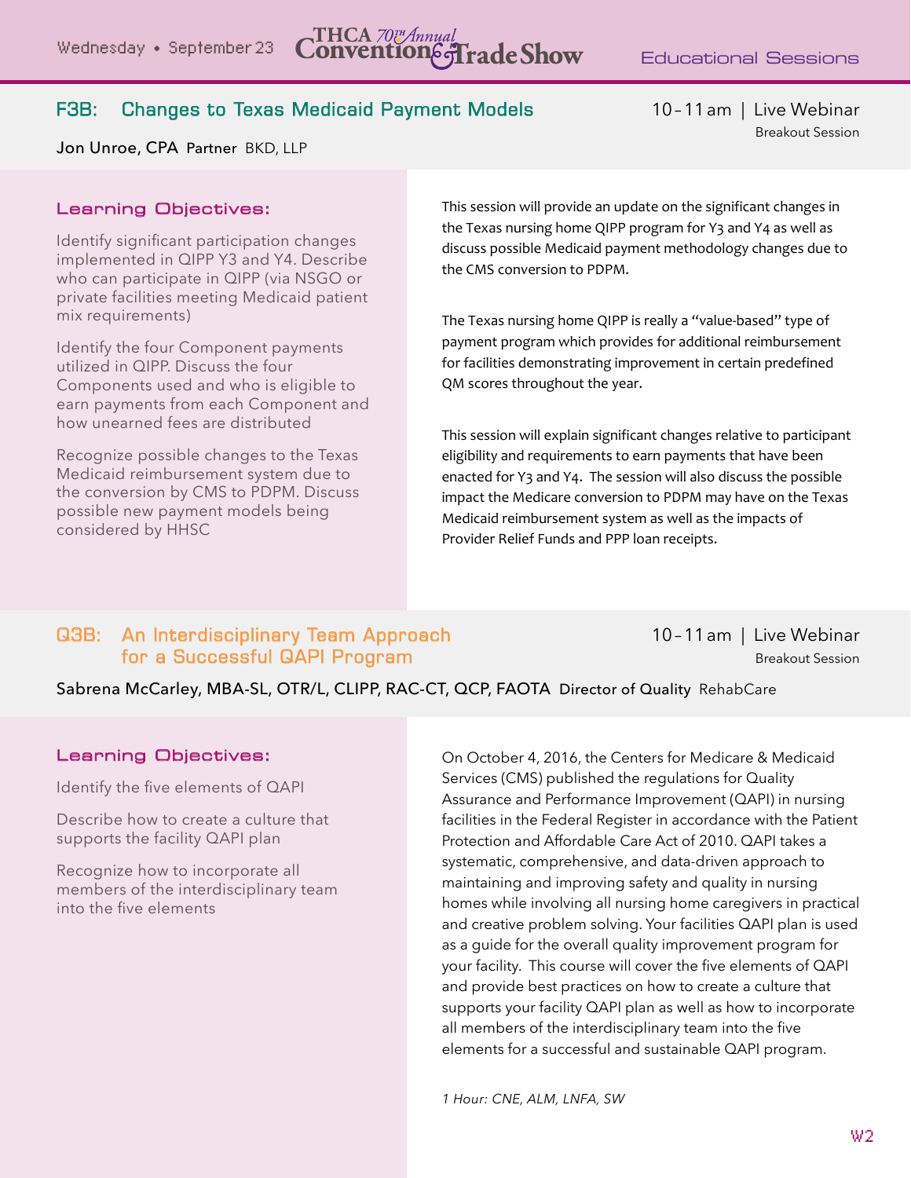## F3B: Changes to Texas Medicaid Payment Models

10–11 am | Live Webinar
Breakout Session

Jon Unroe, CPA **Partner** BKD, LLP

### Learning Objectives:

Identify significant participation changes implemented in QIPP Y3 and Y4. Describe who can participate in QIPP (via NSGO or private facilities meeting Medicaid patient mix requirements)

Identify the four Component payments utilized in QIPP. Discuss the four Components used and who is eligible to earn payments from each Component and how unearned fees are distributed

Recognize possible changes to the Texas Medicaid reimbursement system due to the conversion by CMS to PDPM. Discuss possible new payment models being considered by HHSC

This session will provide an update on the significant changes in the Texas nursing home QIPP program for Y3 and Y4 as well as discuss possible Medicaid payment methodology changes due to the CMS conversion to PDPM.

The Texas nursing home QIPP is really a "value-based" type of payment program which provides for additional reimbursement for facilities demonstrating improvement in certain predefined QM scores throughout the year.

This session will explain significant changes relative to participant eligibility and requirements to earn payments that have been enacted for Y3 and Y4. The session will also discuss the possible impact the Medicare conversion to PDPM may have on the Texas Medicaid reimbursement system as well as the impacts of Provider Relief Funds and PPP loan receipts.

## Q3B: An Interdisciplinary Team Approach for a Successful QAPI Program

10–11 am | Live Webinar
Breakout Session

Sabrena McCarley, MBA-SL, OTR/L, CLIPP, RAC-CT, QCP, FAOTA **Director of Quality** RehabCare

### Learning Objectives:

Identify the five elements of QAPI

Describe how to create a culture that supports the facility QAPI plan

Recognize how to incorporate all members of the interdisciplinary team into the five elements

On October 4, 2016, the Centers for Medicare & Medicaid Services (CMS) published the regulations for Quality Assurance and Performance Improvement (QAPI) in nursing facilities in the Federal Register in accordance with the Patient Protection and Affordable Care Act of 2010. QAPI takes a systematic, comprehensive, and data-driven approach to maintaining and improving safety and quality in nursing homes while involving all nursing home caregivers in practical and creative problem solving. Your facilities QAPI plan is used as a guide for the overall quality improvement program for your facility. This course will cover the five elements of QAPI and provide best practices on how to create a culture that supports your facility QAPI plan as well as how to incorporate all members of the interdisciplinary team into the five elements for a successful and sustainable QAPI program.

*1 Hour: CNE, ALM, LNFA, SW*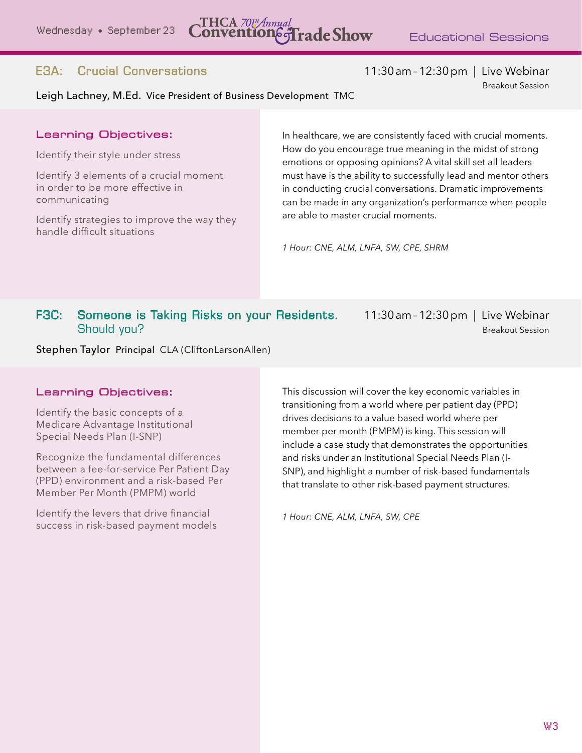## E3A: Crucial Conversations

11:30 am – 12:30 pm | Live Webinar
Breakout Session

**Leigh Lachney, M.Ed.** Vice President of Business Development TMC

### Learning Objectives:

Identify their style under stress

Identify 3 elements of a crucial moment in order to be more effective in communicating

Identify strategies to improve the way they handle difficult situations

In healthcare, we are consistently faced with crucial moments. How do you encourage true meaning in the midst of strong emotions or opposing opinions? A vital skill set all leaders must have is the ability to successfully lead and mentor others in conducting crucial conversations. Dramatic improvements can be made in any organization's performance when people are able to master crucial moments.

*1 Hour: CNE, ALM, LNFA, SW, CPE, SHRM*

## F3C: Someone is Taking Risks on your Residents. Should you?

11:30 am – 12:30 pm | Live Webinar
Breakout Session

**Stephen Taylor** Principal CLA (CliftonLarsonAllen)

### Learning Objectives:

Identify the basic concepts of a Medicare Advantage Institutional Special Needs Plan (I-SNP)

Recognize the fundamental differences between a fee-for-service Per Patient Day (PPD) environment and a risk-based Per Member Per Month (PMPM) world

Identify the levers that drive financial success in risk-based payment models

This discussion will cover the key economic variables in transitioning from a world where per patient day (PPD) drives decisions to a value based world where per member per month (PMPM) is king. This session will include a case study that demonstrates the opportunities and risks under an Institutional Special Needs Plan (I-SNP), and highlight a number of risk-based fundamentals that translate to other risk-based payment structures.

*1 Hour: CNE, ALM, LNFA, SW, CPE*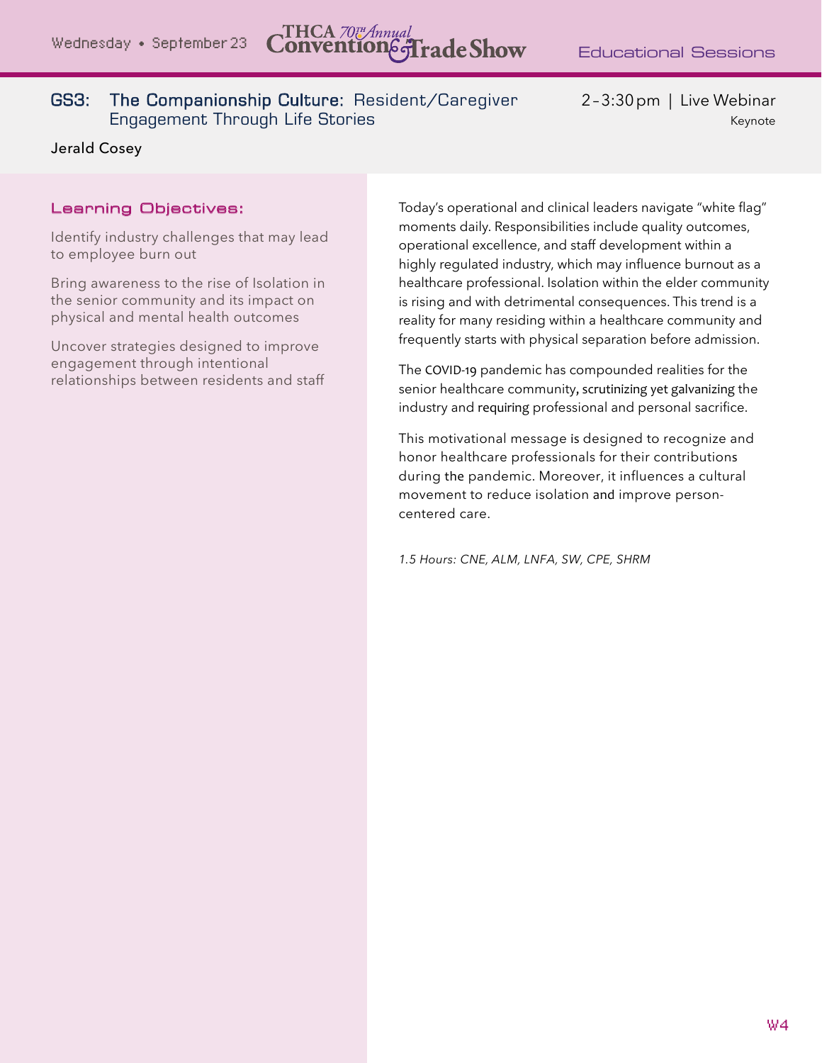## GS3: The Companionship Culture: Resident/Caregiver Engagement Through Life Stories

2–3:30 pm | Live Webinar
Keynote

Jerald Cosey

### Learning Objectives:

Identify industry challenges that may lead to employee burn out

Bring awareness to the rise of Isolation in the senior community and its impact on physical and mental health outcomes

Uncover strategies designed to improve engagement through intentional relationships between residents and staff

Today's operational and clinical leaders navigate "white flag" moments daily. Responsibilities include quality outcomes, operational excellence, and staff development within a highly regulated industry, which may influence burnout as a healthcare professional. Isolation within the elder community is rising and with detrimental consequences. This trend is a reality for many residing within a healthcare community and frequently starts with physical separation before admission.

The COVID-19 pandemic has compounded realities for the senior healthcare community, scrutinizing yet galvanizing the industry and requiring professional and personal sacrifice.

This motivational message is designed to recognize and honor healthcare professionals for their contributions during the pandemic. Moreover, it influences a cultural movement to reduce isolation and improve person-centered care.

*1.5 Hours: CNE, ALM, LNFA, SW, CPE, SHRM*